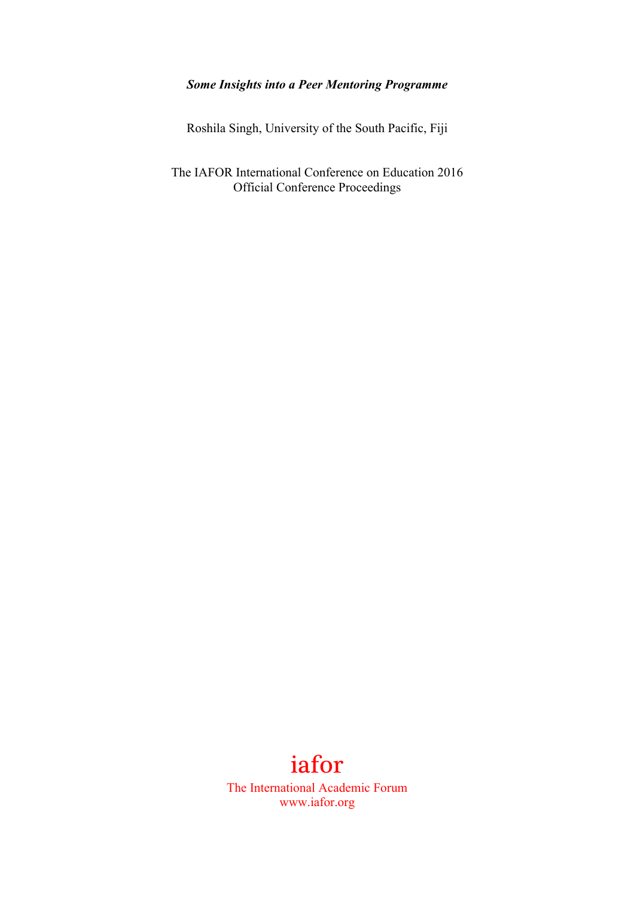***Some Insights into a Peer Mentoring Programme***

Roshila Singh, University of the South Pacific, Fiji

The IAFOR International Conference on Education 2016
Official Conference Proceedings

iafor
The International Academic Forum
www.iafor.org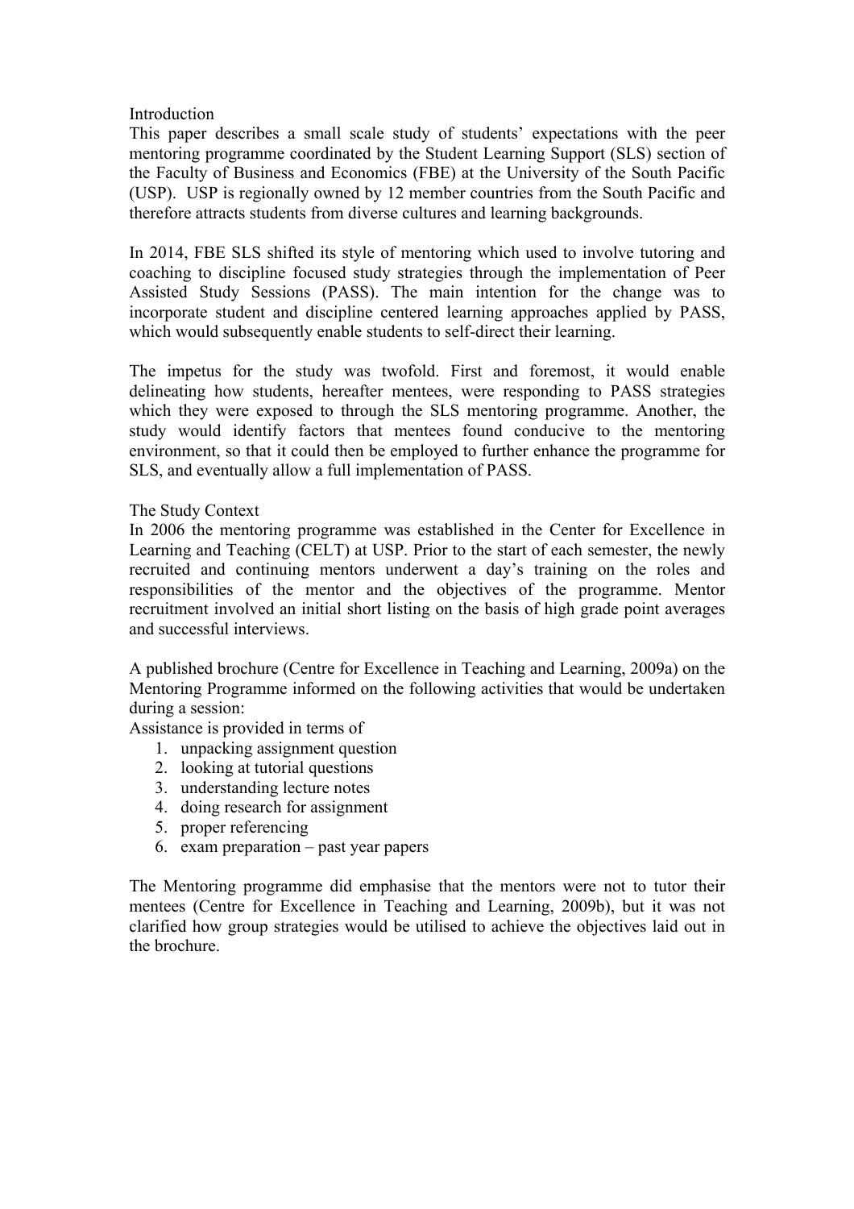## Introduction

This paper describes a small scale study of students' expectations with the peer mentoring programme coordinated by the Student Learning Support (SLS) section of the Faculty of Business and Economics (FBE) at the University of the South Pacific (USP). USP is regionally owned by 12 member countries from the South Pacific and therefore attracts students from diverse cultures and learning backgrounds.

In 2014, FBE SLS shifted its style of mentoring which used to involve tutoring and coaching to discipline focused study strategies through the implementation of Peer Assisted Study Sessions (PASS). The main intention for the change was to incorporate student and discipline centered learning approaches applied by PASS, which would subsequently enable students to self-direct their learning.

The impetus for the study was twofold. First and foremost, it would enable delineating how students, hereafter mentees, were responding to PASS strategies which they were exposed to through the SLS mentoring programme. Another, the study would identify factors that mentees found conducive to the mentoring environment, so that it could then be employed to further enhance the programme for SLS, and eventually allow a full implementation of PASS.

## The Study Context

In 2006 the mentoring programme was established in the Center for Excellence in Learning and Teaching (CELT) at USP. Prior to the start of each semester, the newly recruited and continuing mentors underwent a day's training on the roles and responsibilities of the mentor and the objectives of the programme. Mentor recruitment involved an initial short listing on the basis of high grade point averages and successful interviews.

A published brochure (Centre for Excellence in Teaching and Learning, 2009a) on the Mentoring Programme informed on the following activities that would be undertaken during a session:

Assistance is provided in terms of

1. unpacking assignment question
2. looking at tutorial questions
3. understanding lecture notes
4. doing research for assignment
5. proper referencing
6. exam preparation – past year papers

The Mentoring programme did emphasise that the mentors were not to tutor their mentees (Centre for Excellence in Teaching and Learning, 2009b), but it was not clarified how group strategies would be utilised to achieve the objectives laid out in the brochure.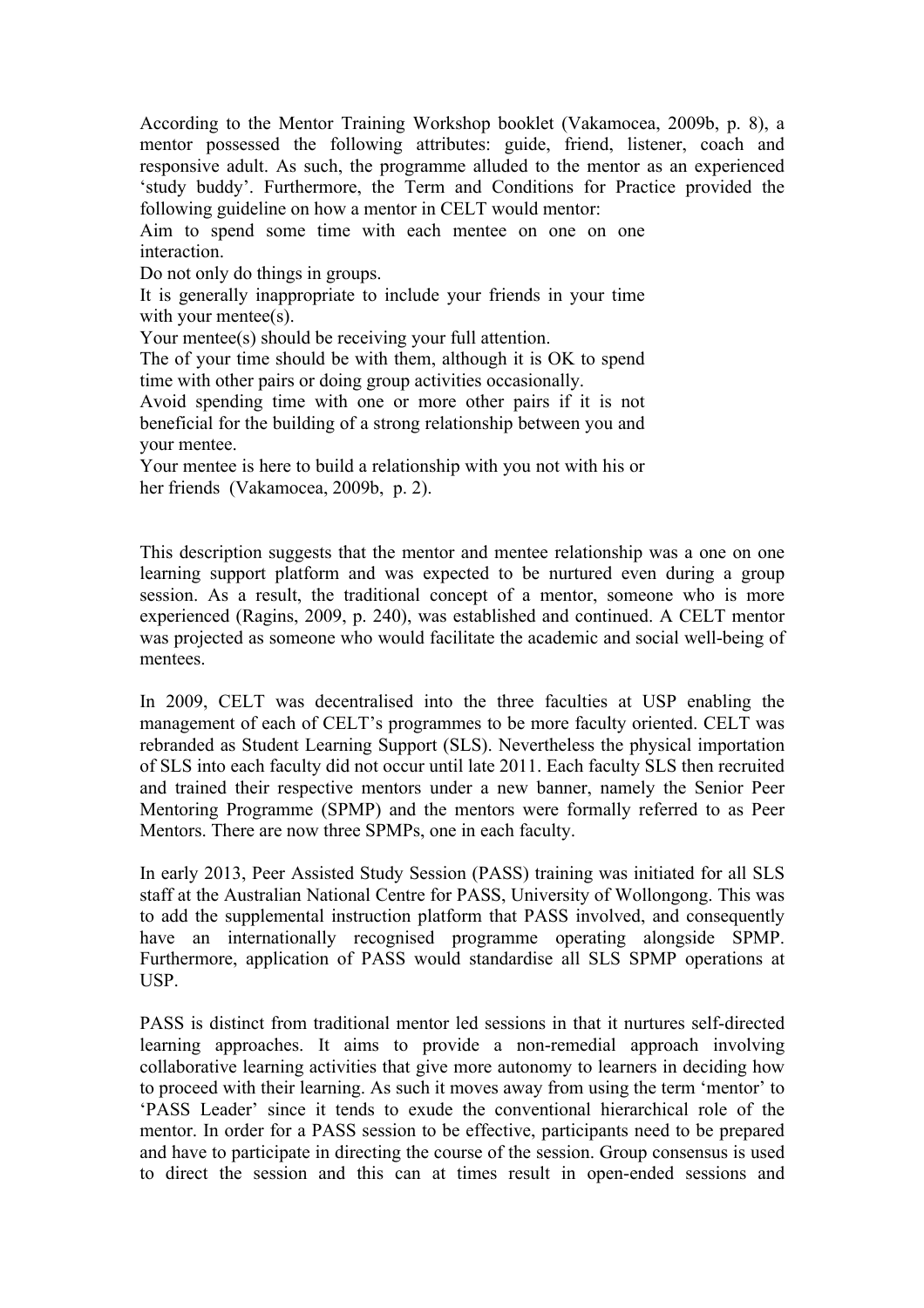According to the Mentor Training Workshop booklet (Vakamocea, 2009b, p. 8), a mentor possessed the following attributes: guide, friend, listener, coach and responsive adult. As such, the programme alluded to the mentor as an experienced 'study buddy'. Furthermore, the Term and Conditions for Practice provided the following guideline on how a mentor in CELT would mentor:

> Aim to spend some time with each mentee on one on one interaction.
> Do not only do things in groups.
> It is generally inappropriate to include your friends in your time with your mentee(s).
> Your mentee(s) should be receiving your full attention.
> The of your time should be with them, although it is OK to spend time with other pairs or doing group activities occasionally.
> Avoid spending time with one or more other pairs if it is not beneficial for the building of a strong relationship between you and your mentee.
> Your mentee is here to build a relationship with you not with his or her friends (Vakamocea, 2009b, p. 2).

This description suggests that the mentor and mentee relationship was a one on one learning support platform and was expected to be nurtured even during a group session. As a result, the traditional concept of a mentor, someone who is more experienced (Ragins, 2009, p. 240), was established and continued. A CELT mentor was projected as someone who would facilitate the academic and social well-being of mentees.

In 2009, CELT was decentralised into the three faculties at USP enabling the management of each of CELT's programmes to be more faculty oriented. CELT was rebranded as Student Learning Support (SLS). Nevertheless the physical importation of SLS into each faculty did not occur until late 2011. Each faculty SLS then recruited and trained their respective mentors under a new banner, namely the Senior Peer Mentoring Programme (SPMP) and the mentors were formally referred to as Peer Mentors. There are now three SPMPs, one in each faculty.

In early 2013, Peer Assisted Study Session (PASS) training was initiated for all SLS staff at the Australian National Centre for PASS, University of Wollongong. This was to add the supplemental instruction platform that PASS involved, and consequently have an internationally recognised programme operating alongside SPMP. Furthermore, application of PASS would standardise all SLS SPMP operations at USP.

PASS is distinct from traditional mentor led sessions in that it nurtures self-directed learning approaches. It aims to provide a non-remedial approach involving collaborative learning activities that give more autonomy to learners in deciding how to proceed with their learning. As such it moves away from using the term 'mentor' to 'PASS Leader' since it tends to exude the conventional hierarchical role of the mentor. In order for a PASS session to be effective, participants need to be prepared and have to participate in directing the course of the session. Group consensus is used to direct the session and this can at times result in open-ended sessions and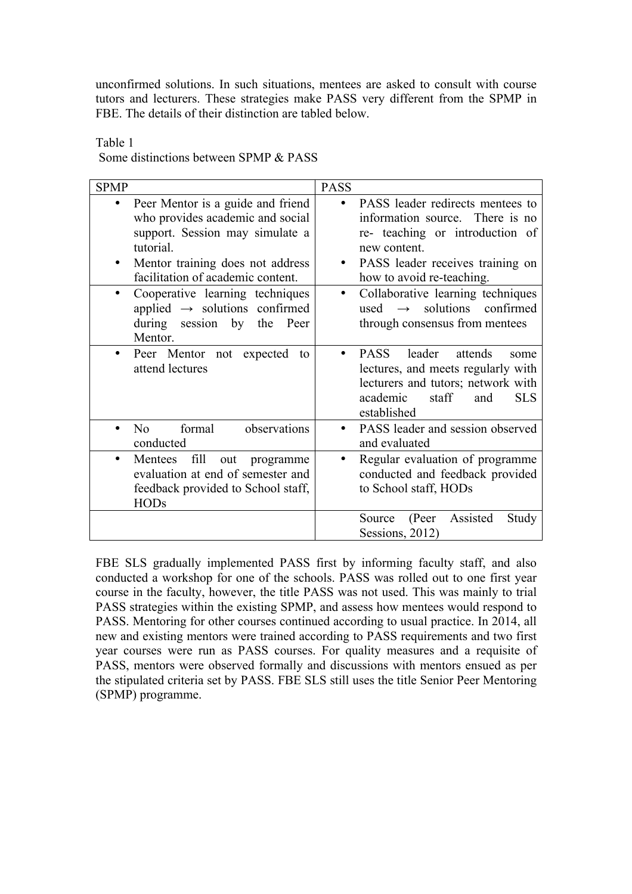unconfirmed solutions. In such situations, mentees are asked to consult with course tutors and lecturers. These strategies make PASS very different from the SPMP in FBE. The details of their distinction are tabled below.

Table 1

Some distinctions between SPMP & PASS

| SPMP | PASS |
|---|---|
| • Peer Mentor is a guide and friend who provides academic and social support. Session may simulate a tutorial.<br>• Mentor training does not address facilitation of academic content. | • PASS leader redirects mentees to information source. There is no re- teaching or introduction of new content.<br>• PASS leader receives training on how to avoid re-teaching. |
| • Cooperative learning techniques applied → solutions confirmed during session by the Peer Mentor. | • Collaborative learning techniques used → solutions confirmed through consensus from mentees |
| • Peer Mentor not expected to attend lectures | • PASS leader attends some lectures, and meets regularly with lecturers and tutors; network with academic staff and SLS established |
| • No formal observations conducted | • PASS leader and session observed and evaluated |
| • Mentees fill out programme evaluation at end of semester and feedback provided to School staff, HODs | • Regular evaluation of programme conducted and feedback provided to School staff, HODs |
| | Source (Peer Assisted Study Sessions, 2012) |

FBE SLS gradually implemented PASS first by informing faculty staff, and also conducted a workshop for one of the schools. PASS was rolled out to one first year course in the faculty, however, the title PASS was not used. This was mainly to trial PASS strategies within the existing SPMP, and assess how mentees would respond to PASS. Mentoring for other courses continued according to usual practice. In 2014, all new and existing mentors were trained according to PASS requirements and two first year courses were run as PASS courses. For quality measures and a requisite of PASS, mentors were observed formally and discussions with mentors ensued as per the stipulated criteria set by PASS. FBE SLS still uses the title Senior Peer Mentoring (SPMP) programme.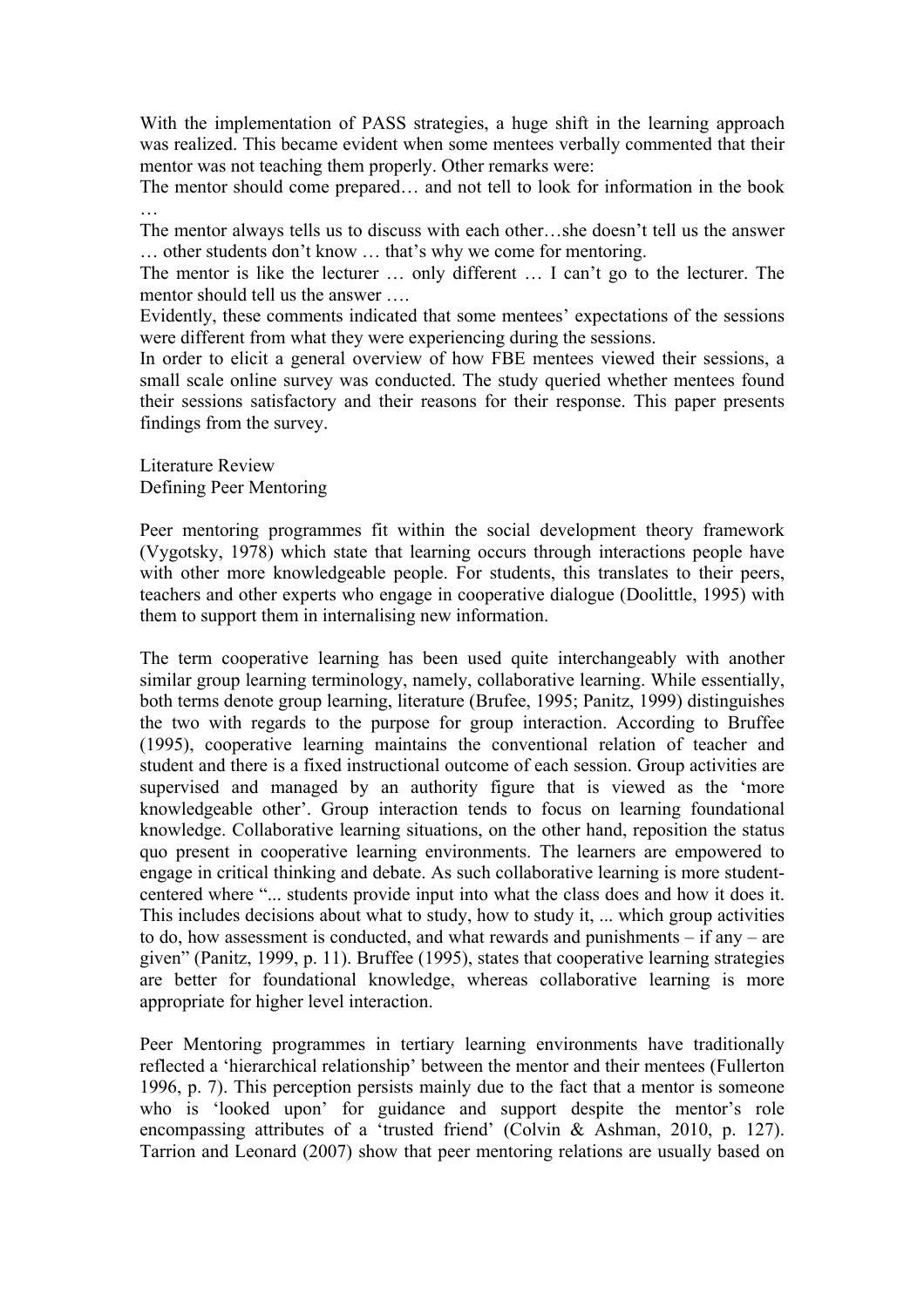With the implementation of PASS strategies, a huge shift in the learning approach was realized. This became evident when some mentees verbally commented that their mentor was not teaching them properly. Other remarks were:

The mentor should come prepared… and not tell to look for information in the book …

The mentor always tells us to discuss with each other…she doesn't tell us the answer … other students don't know … that's why we come for mentoring.

The mentor is like the lecturer … only different … I can't go to the lecturer. The mentor should tell us the answer ….

Evidently, these comments indicated that some mentees' expectations of the sessions were different from what they were experiencing during the sessions.

In order to elicit a general overview of how FBE mentees viewed their sessions, a small scale online survey was conducted. The study queried whether mentees found their sessions satisfactory and their reasons for their response. This paper presents findings from the survey.

## Literature Review

### Defining Peer Mentoring

Peer mentoring programmes fit within the social development theory framework (Vygotsky, 1978) which state that learning occurs through interactions people have with other more knowledgeable people. For students, this translates to their peers, teachers and other experts who engage in cooperative dialogue (Doolittle, 1995) with them to support them in internalising new information.

The term cooperative learning has been used quite interchangeably with another similar group learning terminology, namely, collaborative learning. While essentially, both terms denote group learning, literature (Brufee, 1995; Panitz, 1999) distinguishes the two with regards to the purpose for group interaction. According to Bruffee (1995), cooperative learning maintains the conventional relation of teacher and student and there is a fixed instructional outcome of each session. Group activities are supervised and managed by an authority figure that is viewed as the 'more knowledgeable other'. Group interaction tends to focus on learning foundational knowledge. Collaborative learning situations, on the other hand, reposition the status quo present in cooperative learning environments. The learners are empowered to engage in critical thinking and debate. As such collaborative learning is more student-centered where "... students provide input into what the class does and how it does it. This includes decisions about what to study, how to study it, ... which group activities to do, how assessment is conducted, and what rewards and punishments – if any – are given" (Panitz, 1999, p. 11). Bruffee (1995), states that cooperative learning strategies are better for foundational knowledge, whereas collaborative learning is more appropriate for higher level interaction.

Peer Mentoring programmes in tertiary learning environments have traditionally reflected a 'hierarchical relationship' between the mentor and their mentees (Fullerton 1996, p. 7). This perception persists mainly due to the fact that a mentor is someone who is 'looked upon' for guidance and support despite the mentor's role encompassing attributes of a 'trusted friend' (Colvin & Ashman, 2010, p. 127). Tarrion and Leonard (2007) show that peer mentoring relations are usually based on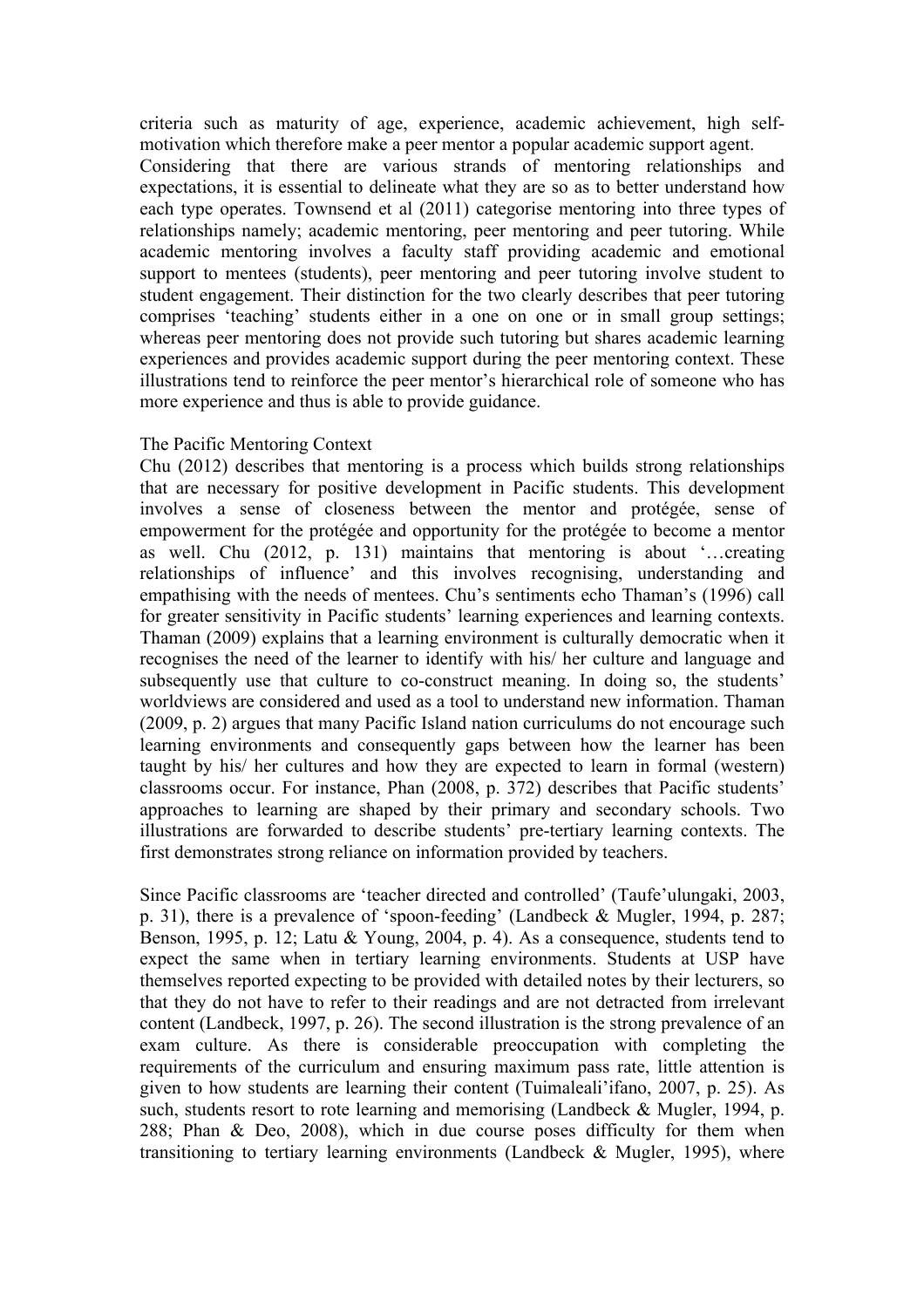criteria such as maturity of age, experience, academic achievement, high self-motivation which therefore make a peer mentor a popular academic support agent.
Considering that there are various strands of mentoring relationships and expectations, it is essential to delineate what they are so as to better understand how each type operates. Townsend et al (2011) categorise mentoring into three types of relationships namely; academic mentoring, peer mentoring and peer tutoring. While academic mentoring involves a faculty staff providing academic and emotional support to mentees (students), peer mentoring and peer tutoring involve student to student engagement. Their distinction for the two clearly describes that peer tutoring comprises 'teaching' students either in a one on one or in small group settings; whereas peer mentoring does not provide such tutoring but shares academic learning experiences and provides academic support during the peer mentoring context. These illustrations tend to reinforce the peer mentor's hierarchical role of someone who has more experience and thus is able to provide guidance.

## The Pacific Mentoring Context

Chu (2012) describes that mentoring is a process which builds strong relationships that are necessary for positive development in Pacific students. This development involves a sense of closeness between the mentor and protégée, sense of empowerment for the protégée and opportunity for the protégée to become a mentor as well. Chu (2012, p. 131) maintains that mentoring is about '…creating relationships of influence' and this involves recognising, understanding and empathising with the needs of mentees. Chu's sentiments echo Thaman's (1996) call for greater sensitivity in Pacific students' learning experiences and learning contexts. Thaman (2009) explains that a learning environment is culturally democratic when it recognises the need of the learner to identify with his/ her culture and language and subsequently use that culture to co-construct meaning. In doing so, the students' worldviews are considered and used as a tool to understand new information. Thaman (2009, p. 2) argues that many Pacific Island nation curriculums do not encourage such learning environments and consequently gaps between how the learner has been taught by his/ her cultures and how they are expected to learn in formal (western) classrooms occur. For instance, Phan (2008, p. 372) describes that Pacific students' approaches to learning are shaped by their primary and secondary schools. Two illustrations are forwarded to describe students' pre-tertiary learning contexts. The first demonstrates strong reliance on information provided by teachers.

Since Pacific classrooms are 'teacher directed and controlled' (Taufe'ulungaki, 2003, p. 31), there is a prevalence of 'spoon-feeding' (Landbeck & Mugler, 1994, p. 287; Benson, 1995, p. 12; Latu & Young, 2004, p. 4). As a consequence, students tend to expect the same when in tertiary learning environments. Students at USP have themselves reported expecting to be provided with detailed notes by their lecturers, so that they do not have to refer to their readings and are not detracted from irrelevant content (Landbeck, 1997, p. 26). The second illustration is the strong prevalence of an exam culture. As there is considerable preoccupation with completing the requirements of the curriculum and ensuring maximum pass rate, little attention is given to how students are learning their content (Tuimaleali'ifano, 2007, p. 25). As such, students resort to rote learning and memorising (Landbeck & Mugler, 1994, p. 288; Phan & Deo, 2008), which in due course poses difficulty for them when transitioning to tertiary learning environments (Landbeck & Mugler, 1995), where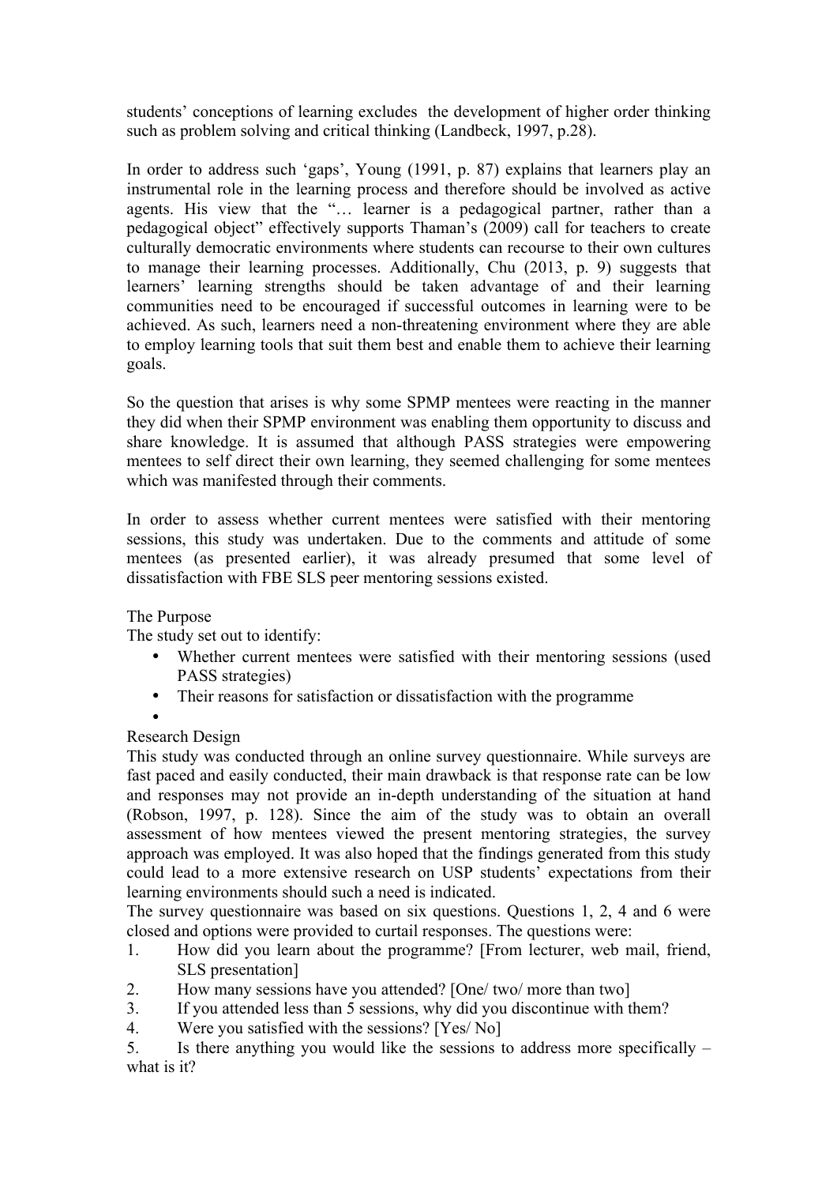students' conceptions of learning excludes the development of higher order thinking such as problem solving and critical thinking (Landbeck, 1997, p.28).

In order to address such 'gaps', Young (1991, p. 87) explains that learners play an instrumental role in the learning process and therefore should be involved as active agents. His view that the "… learner is a pedagogical partner, rather than a pedagogical object" effectively supports Thaman's (2009) call for teachers to create culturally democratic environments where students can recourse to their own cultures to manage their learning processes. Additionally, Chu (2013, p. 9) suggests that learners' learning strengths should be taken advantage of and their learning communities need to be encouraged if successful outcomes in learning were to be achieved. As such, learners need a non-threatening environment where they are able to employ learning tools that suit them best and enable them to achieve their learning goals.

So the question that arises is why some SPMP mentees were reacting in the manner they did when their SPMP environment was enabling them opportunity to discuss and share knowledge. It is assumed that although PASS strategies were empowering mentees to self direct their own learning, they seemed challenging for some mentees which was manifested through their comments.

In order to assess whether current mentees were satisfied with their mentoring sessions, this study was undertaken. Due to the comments and attitude of some mentees (as presented earlier), it was already presumed that some level of dissatisfaction with FBE SLS peer mentoring sessions existed.

## The Purpose

The study set out to identify:

- Whether current mentees were satisfied with their mentoring sessions (used PASS strategies)
- Their reasons for satisfaction or dissatisfaction with the programme

## Research Design

This study was conducted through an online survey questionnaire. While surveys are fast paced and easily conducted, their main drawback is that response rate can be low and responses may not provide an in-depth understanding of the situation at hand (Robson, 1997, p. 128). Since the aim of the study was to obtain an overall assessment of how mentees viewed the present mentoring strategies, the survey approach was employed. It was also hoped that the findings generated from this study could lead to a more extensive research on USP students' expectations from their learning environments should such a need is indicated.

The survey questionnaire was based on six questions. Questions 1, 2, 4 and 6 were closed and options were provided to curtail responses. The questions were:

1. How did you learn about the programme? [From lecturer, web mail, friend, SLS presentation]
2. How many sessions have you attended? [One/ two/ more than two]
3. If you attended less than 5 sessions, why did you discontinue with them?
4. Were you satisfied with the sessions? [Yes/ No]
5. Is there anything you would like the sessions to address more specifically – what is it?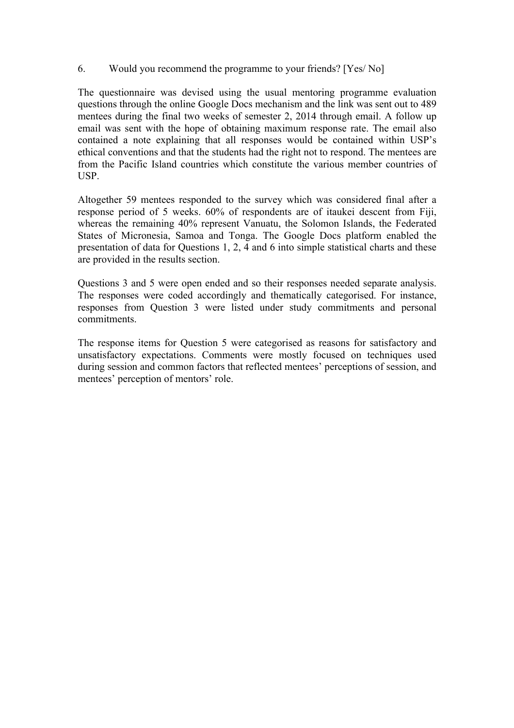6. Would you recommend the programme to your friends? [Yes/ No]

The questionnaire was devised using the usual mentoring programme evaluation questions through the online Google Docs mechanism and the link was sent out to 489 mentees during the final two weeks of semester 2, 2014 through email. A follow up email was sent with the hope of obtaining maximum response rate. The email also contained a note explaining that all responses would be contained within USP's ethical conventions and that the students had the right not to respond. The mentees are from the Pacific Island countries which constitute the various member countries of USP.

Altogether 59 mentees responded to the survey which was considered final after a response period of 5 weeks. 60% of respondents are of itaukei descent from Fiji, whereas the remaining 40% represent Vanuatu, the Solomon Islands, the Federated States of Micronesia, Samoa and Tonga. The Google Docs platform enabled the presentation of data for Questions 1, 2, 4 and 6 into simple statistical charts and these are provided in the results section.

Questions 3 and 5 were open ended and so their responses needed separate analysis. The responses were coded accordingly and thematically categorised. For instance, responses from Question 3 were listed under study commitments and personal commitments.

The response items for Question 5 were categorised as reasons for satisfactory and unsatisfactory expectations. Comments were mostly focused on techniques used during session and common factors that reflected mentees' perceptions of session, and mentees' perception of mentors' role.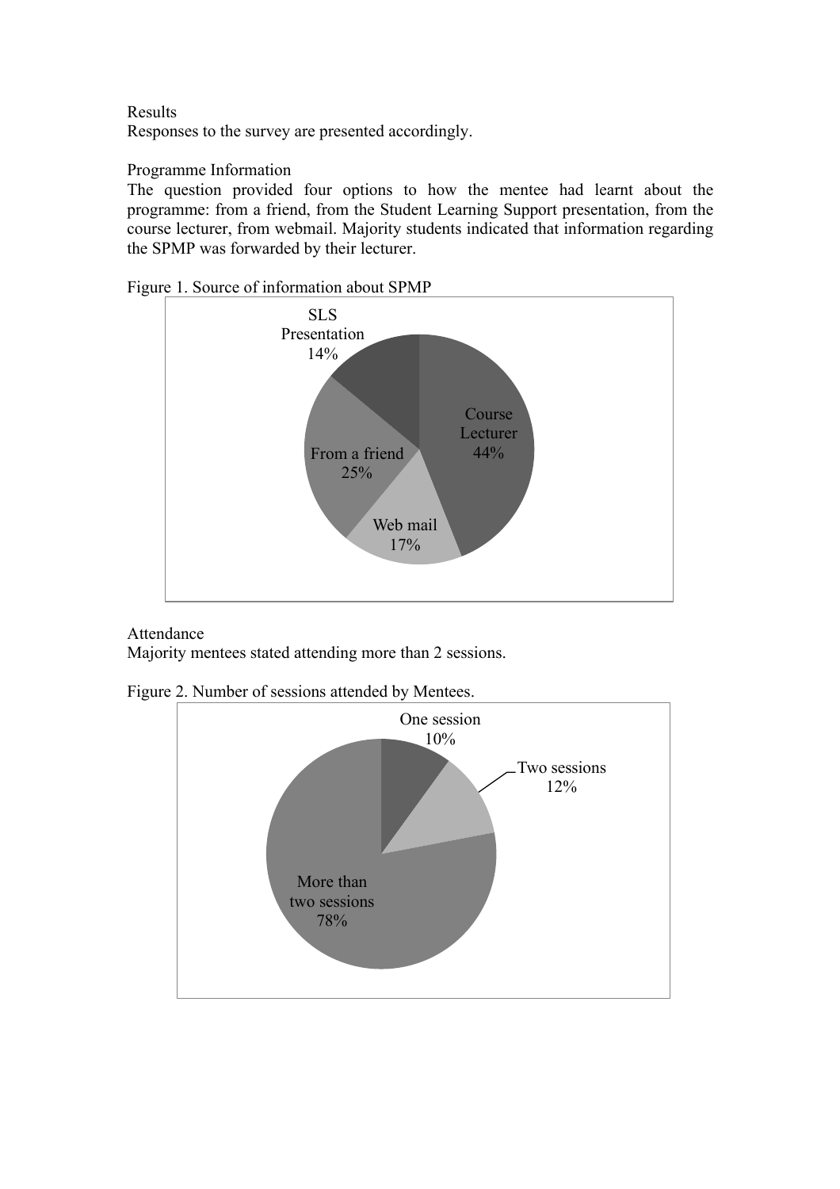## Results

Responses to the survey are presented accordingly.

### Programme Information

The question provided four options to how the mentee had learnt about the programme: from a friend, from the Student Learning Support presentation, from the course lecturer, from webmail. Majority students indicated that information regarding the SPMP was forwarded by their lecturer.

Figure 1. Source of information about SPMP

SLS Presentation 14%

Course Lecturer 44%

From a friend 25%

Web mail 17%

### Attendance

Majority mentees stated attending more than 2 sessions.

Figure 2. Number of sessions attended by Mentees.

One session 10%

Two sessions 12%

More than two sessions 78%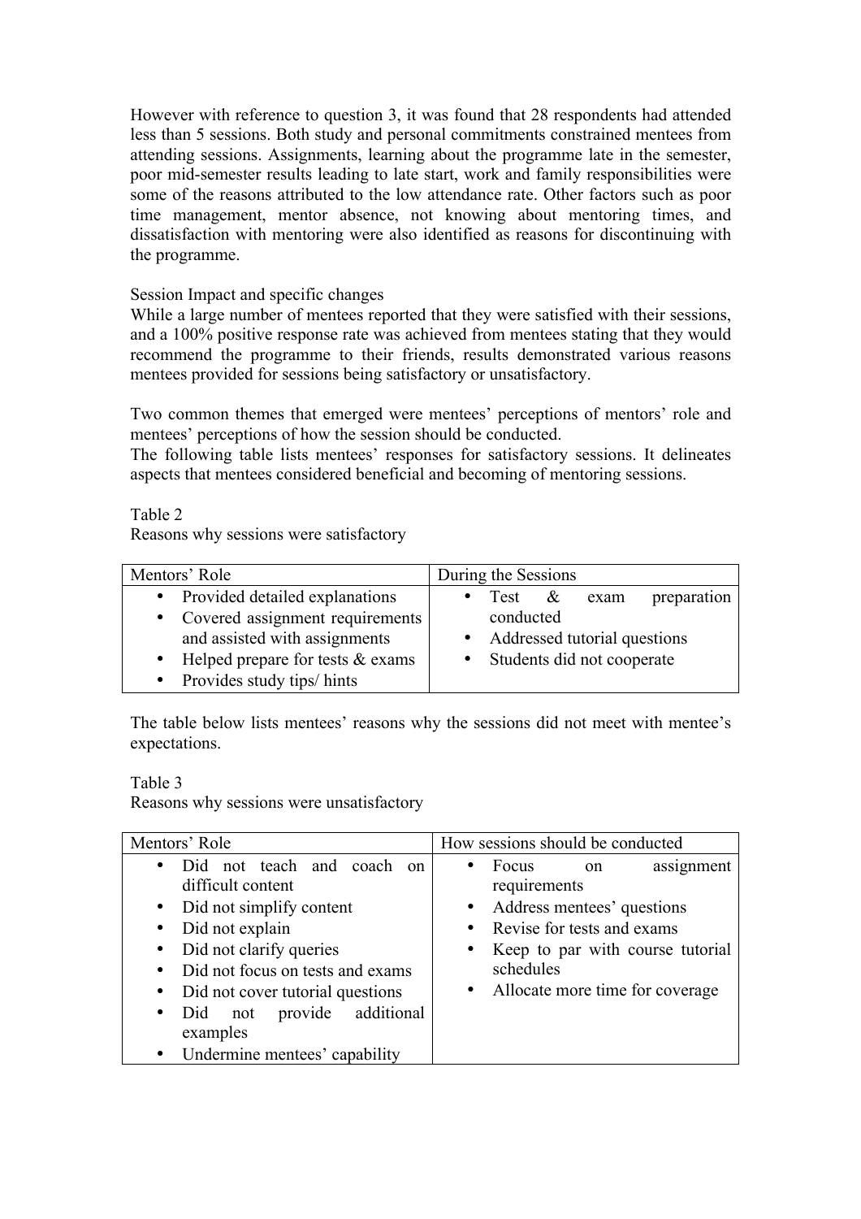However with reference to question 3, it was found that 28 respondents had attended less than 5 sessions. Both study and personal commitments constrained mentees from attending sessions. Assignments, learning about the programme late in the semester, poor mid-semester results leading to late start, work and family responsibilities were some of the reasons attributed to the low attendance rate. Other factors such as poor time management, mentor absence, not knowing about mentoring times, and dissatisfaction with mentoring were also identified as reasons for discontinuing with the programme.

Session Impact and specific changes

While a large number of mentees reported that they were satisfied with their sessions, and a 100% positive response rate was achieved from mentees stating that they would recommend the programme to their friends, results demonstrated various reasons mentees provided for sessions being satisfactory or unsatisfactory.

Two common themes that emerged were mentees' perceptions of mentors' role and mentees' perceptions of how the session should be conducted.

The following table lists mentees' responses for satisfactory sessions. It delineates aspects that mentees considered beneficial and becoming of mentoring sessions.

Table 2

Reasons why sessions were satisfactory

| Mentors' Role | During the Sessions |
|---|---|
| • Provided detailed explanations<br>• Covered assignment requirements and assisted with assignments<br>• Helped prepare for tests & exams<br>• Provides study tips/ hints | • Test & exam preparation conducted<br>• Addressed tutorial questions<br>• Students did not cooperate |

The table below lists mentees' reasons why the sessions did not meet with mentee's expectations.

Table 3

Reasons why sessions were unsatisfactory

| Mentors' Role | How sessions should be conducted |
|---|---|
| • Did not teach and coach on difficult content<br>• Did not simplify content<br>• Did not explain<br>• Did not clarify queries<br>• Did not focus on tests and exams<br>• Did not cover tutorial questions<br>• Did not provide additional examples<br>• Undermine mentees' capability | • Focus on assignment requirements<br>• Address mentees' questions<br>• Revise for tests and exams<br>• Keep to par with course tutorial schedules<br>• Allocate more time for coverage |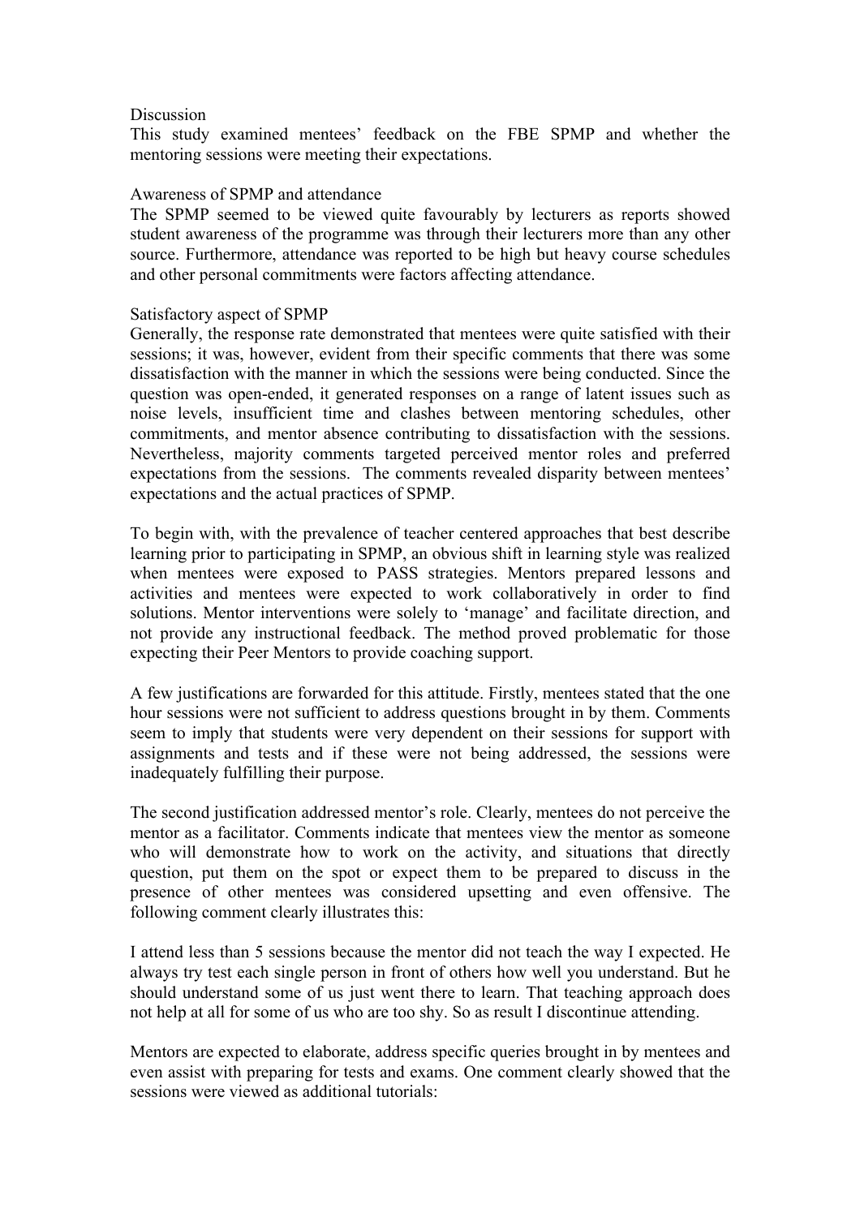## Discussion

This study examined mentees' feedback on the FBE SPMP and whether the mentoring sessions were meeting their expectations.

### Awareness of SPMP and attendance

The SPMP seemed to be viewed quite favourably by lecturers as reports showed student awareness of the programme was through their lecturers more than any other source. Furthermore, attendance was reported to be high but heavy course schedules and other personal commitments were factors affecting attendance.

### Satisfactory aspect of SPMP

Generally, the response rate demonstrated that mentees were quite satisfied with their sessions; it was, however, evident from their specific comments that there was some dissatisfaction with the manner in which the sessions were being conducted. Since the question was open-ended, it generated responses on a range of latent issues such as noise levels, insufficient time and clashes between mentoring schedules, other commitments, and mentor absence contributing to dissatisfaction with the sessions. Nevertheless, majority comments targeted perceived mentor roles and preferred expectations from the sessions. The comments revealed disparity between mentees' expectations and the actual practices of SPMP.

To begin with, with the prevalence of teacher centered approaches that best describe learning prior to participating in SPMP, an obvious shift in learning style was realized when mentees were exposed to PASS strategies. Mentors prepared lessons and activities and mentees were expected to work collaboratively in order to find solutions. Mentor interventions were solely to 'manage' and facilitate direction, and not provide any instructional feedback. The method proved problematic for those expecting their Peer Mentors to provide coaching support.

A few justifications are forwarded for this attitude. Firstly, mentees stated that the one hour sessions were not sufficient to address questions brought in by them. Comments seem to imply that students were very dependent on their sessions for support with assignments and tests and if these were not being addressed, the sessions were inadequately fulfilling their purpose.

The second justification addressed mentor's role. Clearly, mentees do not perceive the mentor as a facilitator. Comments indicate that mentees view the mentor as someone who will demonstrate how to work on the activity, and situations that directly question, put them on the spot or expect them to be prepared to discuss in the presence of other mentees was considered upsetting and even offensive. The following comment clearly illustrates this:

I attend less than 5 sessions because the mentor did not teach the way I expected. He always try test each single person in front of others how well you understand. But he should understand some of us just went there to learn. That teaching approach does not help at all for some of us who are too shy. So as result I discontinue attending.

Mentors are expected to elaborate, address specific queries brought in by mentees and even assist with preparing for tests and exams. One comment clearly showed that the sessions were viewed as additional tutorials: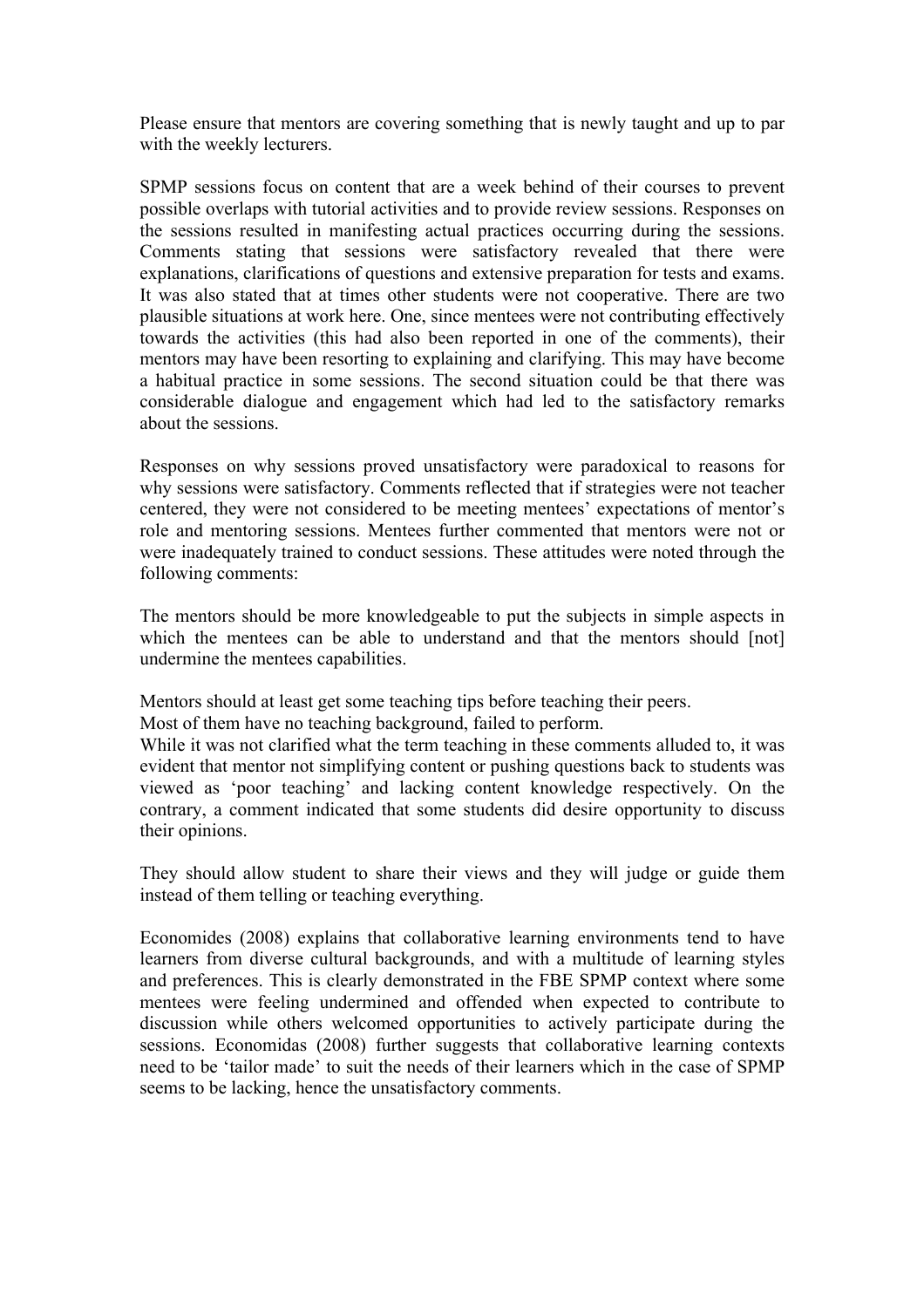Please ensure that mentors are covering something that is newly taught and up to par with the weekly lecturers.

SPMP sessions focus on content that are a week behind of their courses to prevent possible overlaps with tutorial activities and to provide review sessions. Responses on the sessions resulted in manifesting actual practices occurring during the sessions. Comments stating that sessions were satisfactory revealed that there were explanations, clarifications of questions and extensive preparation for tests and exams. It was also stated that at times other students were not cooperative. There are two plausible situations at work here. One, since mentees were not contributing effectively towards the activities (this had also been reported in one of the comments), their mentors may have been resorting to explaining and clarifying. This may have become a habitual practice in some sessions. The second situation could be that there was considerable dialogue and engagement which had led to the satisfactory remarks about the sessions.

Responses on why sessions proved unsatisfactory were paradoxical to reasons for why sessions were satisfactory. Comments reflected that if strategies were not teacher centered, they were not considered to be meeting mentees' expectations of mentor's role and mentoring sessions. Mentees further commented that mentors were not or were inadequately trained to conduct sessions. These attitudes were noted through the following comments:

The mentors should be more knowledgeable to put the subjects in simple aspects in which the mentees can be able to understand and that the mentors should [not] undermine the mentees capabilities.

Mentors should at least get some teaching tips before teaching their peers.
Most of them have no teaching background, failed to perform.
While it was not clarified what the term teaching in these comments alluded to, it was evident that mentor not simplifying content or pushing questions back to students was viewed as 'poor teaching' and lacking content knowledge respectively. On the contrary, a comment indicated that some students did desire opportunity to discuss their opinions.

They should allow student to share their views and they will judge or guide them instead of them telling or teaching everything.

Economides (2008) explains that collaborative learning environments tend to have learners from diverse cultural backgrounds, and with a multitude of learning styles and preferences. This is clearly demonstrated in the FBE SPMP context where some mentees were feeling undermined and offended when expected to contribute to discussion while others welcomed opportunities to actively participate during the sessions. Economidas (2008) further suggests that collaborative learning contexts need to be 'tailor made' to suit the needs of their learners which in the case of SPMP seems to be lacking, hence the unsatisfactory comments.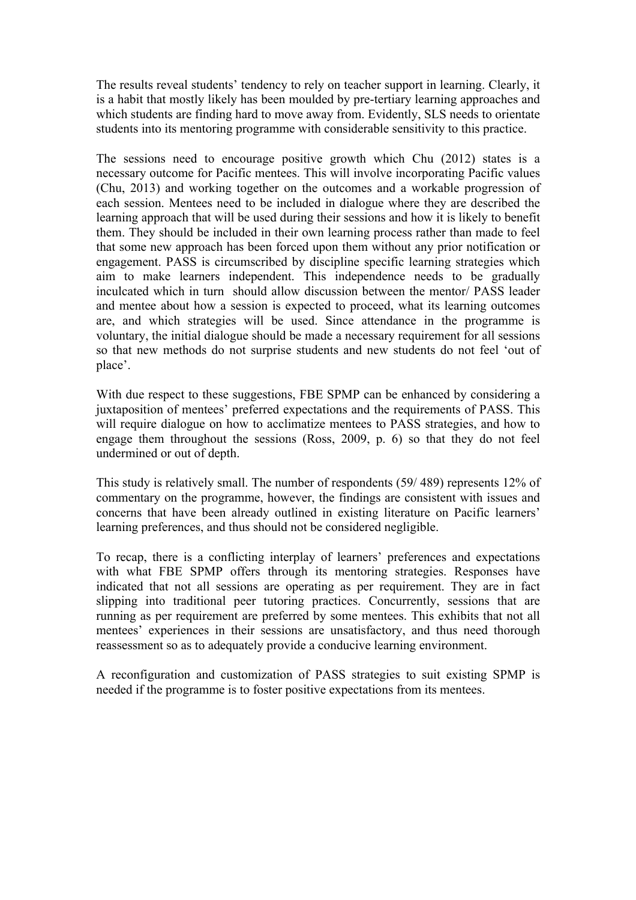The results reveal students' tendency to rely on teacher support in learning. Clearly, it is a habit that mostly likely has been moulded by pre-tertiary learning approaches and which students are finding hard to move away from. Evidently, SLS needs to orientate students into its mentoring programme with considerable sensitivity to this practice.

The sessions need to encourage positive growth which Chu (2012) states is a necessary outcome for Pacific mentees. This will involve incorporating Pacific values (Chu, 2013) and working together on the outcomes and a workable progression of each session. Mentees need to be included in dialogue where they are described the learning approach that will be used during their sessions and how it is likely to benefit them. They should be included in their own learning process rather than made to feel that some new approach has been forced upon them without any prior notification or engagement. PASS is circumscribed by discipline specific learning strategies which aim to make learners independent. This independence needs to be gradually inculcated which in turn should allow discussion between the mentor/ PASS leader and mentee about how a session is expected to proceed, what its learning outcomes are, and which strategies will be used. Since attendance in the programme is voluntary, the initial dialogue should be made a necessary requirement for all sessions so that new methods do not surprise students and new students do not feel 'out of place'.

With due respect to these suggestions, FBE SPMP can be enhanced by considering a juxtaposition of mentees' preferred expectations and the requirements of PASS. This will require dialogue on how to acclimatize mentees to PASS strategies, and how to engage them throughout the sessions (Ross, 2009, p. 6) so that they do not feel undermined or out of depth.

This study is relatively small. The number of respondents (59/ 489) represents 12% of commentary on the programme, however, the findings are consistent with issues and concerns that have been already outlined in existing literature on Pacific learners' learning preferences, and thus should not be considered negligible.

To recap, there is a conflicting interplay of learners' preferences and expectations with what FBE SPMP offers through its mentoring strategies. Responses have indicated that not all sessions are operating as per requirement. They are in fact slipping into traditional peer tutoring practices. Concurrently, sessions that are running as per requirement are preferred by some mentees. This exhibits that not all mentees' experiences in their sessions are unsatisfactory, and thus need thorough reassessment so as to adequately provide a conducive learning environment.

A reconfiguration and customization of PASS strategies to suit existing SPMP is needed if the programme is to foster positive expectations from its mentees.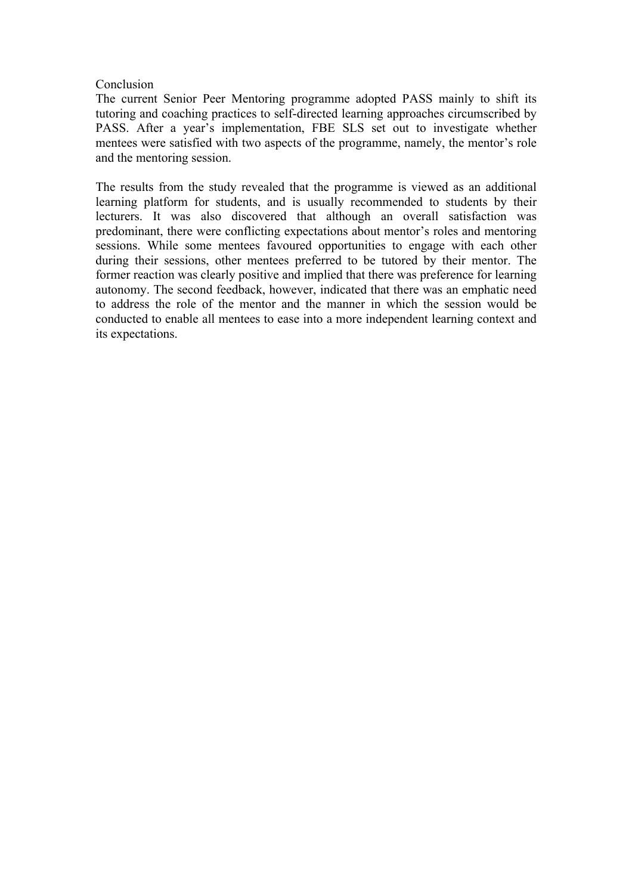## Conclusion

The current Senior Peer Mentoring programme adopted PASS mainly to shift its tutoring and coaching practices to self-directed learning approaches circumscribed by PASS. After a year's implementation, FBE SLS set out to investigate whether mentees were satisfied with two aspects of the programme, namely, the mentor's role and the mentoring session.

The results from the study revealed that the programme is viewed as an additional learning platform for students, and is usually recommended to students by their lecturers. It was also discovered that although an overall satisfaction was predominant, there were conflicting expectations about mentor's roles and mentoring sessions. While some mentees favoured opportunities to engage with each other during their sessions, other mentees preferred to be tutored by their mentor. The former reaction was clearly positive and implied that there was preference for learning autonomy. The second feedback, however, indicated that there was an emphatic need to address the role of the mentor and the manner in which the session would be conducted to enable all mentees to ease into a more independent learning context and its expectations.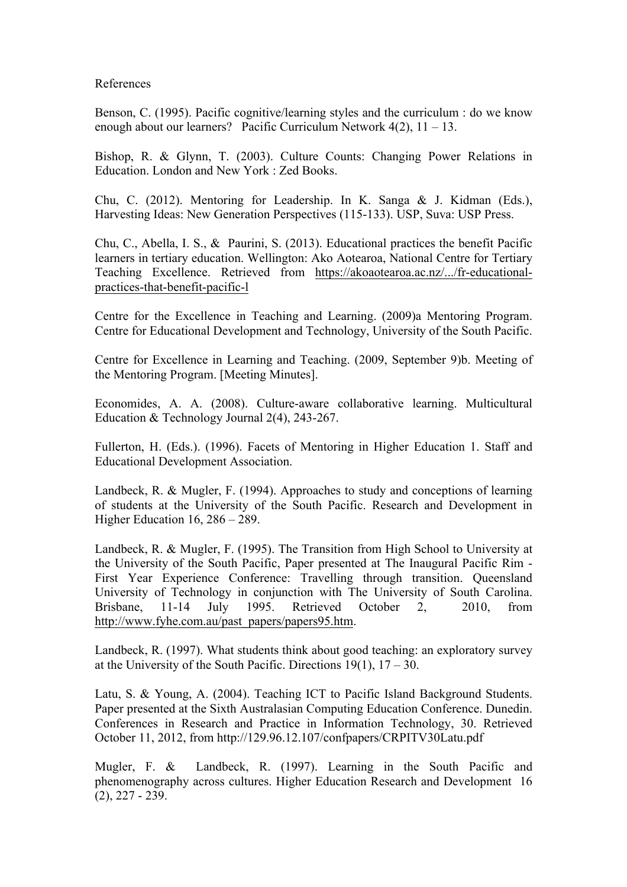References

Benson, C. (1995). Pacific cognitive/learning styles and the curriculum : do we know enough about our learners? Pacific Curriculum Network 4(2), 11 – 13.

Bishop, R. & Glynn, T. (2003). Culture Counts: Changing Power Relations in Education. London and New York : Zed Books.

Chu, C. (2012). Mentoring for Leadership. In K. Sanga & J. Kidman (Eds.), Harvesting Ideas: New Generation Perspectives (115-133). USP, Suva: USP Press.

Chu, C., Abella, I. S., & Paurini, S. (2013). Educational practices the benefit Pacific learners in tertiary education. Wellington: Ako Aotearoa, National Centre for Tertiary Teaching Excellence. Retrieved from https://akoaotearoa.ac.nz/.../fr-educational-practices-that-benefit-pacific-l

Centre for the Excellence in Teaching and Learning. (2009)a Mentoring Program. Centre for Educational Development and Technology, University of the South Pacific.

Centre for Excellence in Learning and Teaching. (2009, September 9)b. Meeting of the Mentoring Program. [Meeting Minutes].

Economides, A. A. (2008). Culture-aware collaborative learning. Multicultural Education & Technology Journal 2(4), 243-267.

Fullerton, H. (Eds.). (1996). Facets of Mentoring in Higher Education 1. Staff and Educational Development Association.

Landbeck, R. & Mugler, F. (1994). Approaches to study and conceptions of learning of students at the University of the South Pacific. Research and Development in Higher Education 16, 286 – 289.

Landbeck, R. & Mugler, F. (1995). The Transition from High School to University at the University of the South Pacific, Paper presented at The Inaugural Pacific Rim - First Year Experience Conference: Travelling through transition. Queensland University of Technology in conjunction with The University of South Carolina. Brisbane, 11-14 July 1995. Retrieved October 2, 2010, from http://www.fyhe.com.au/past_papers/papers95.htm.

Landbeck, R. (1997). What students think about good teaching: an exploratory survey at the University of the South Pacific. Directions 19(1), 17 – 30.

Latu, S. & Young, A. (2004). Teaching ICT to Pacific Island Background Students. Paper presented at the Sixth Australasian Computing Education Conference. Dunedin. Conferences in Research and Practice in Information Technology, 30. Retrieved October 11, 2012, from http://129.96.12.107/confpapers/CRPITV30Latu.pdf

Mugler, F. & Landbeck, R. (1997). Learning in the South Pacific and phenomenography across cultures. Higher Education Research and Development 16 (2), 227 - 239.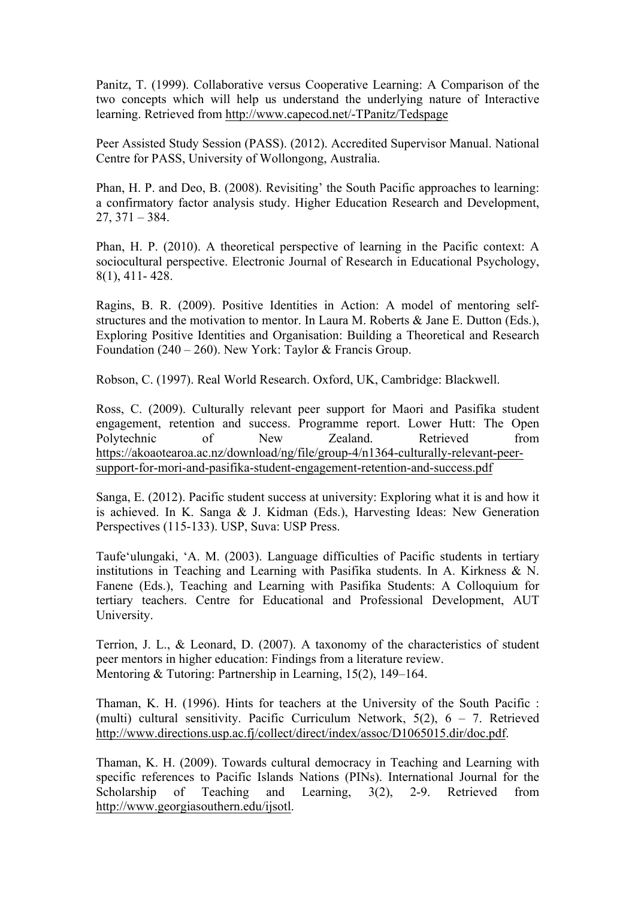Panitz, T. (1999). Collaborative versus Cooperative Learning: A Comparison of the two concepts which will help us understand the underlying nature of Interactive learning. Retrieved from http://www.capecod.net/-TPanitz/Tedspage

Peer Assisted Study Session (PASS). (2012). Accredited Supervisor Manual. National Centre for PASS, University of Wollongong, Australia.

Phan, H. P. and Deo, B. (2008). Revisiting' the South Pacific approaches to learning: a confirmatory factor analysis study. Higher Education Research and Development, 27, 371 – 384.

Phan, H. P. (2010). A theoretical perspective of learning in the Pacific context: A sociocultural perspective. Electronic Journal of Research in Educational Psychology, 8(1), 411- 428.

Ragins, B. R. (2009). Positive Identities in Action: A model of mentoring self-structures and the motivation to mentor. In Laura M. Roberts & Jane E. Dutton (Eds.), Exploring Positive Identities and Organisation: Building a Theoretical and Research Foundation (240 – 260). New York: Taylor & Francis Group.

Robson, C. (1997). Real World Research. Oxford, UK, Cambridge: Blackwell.

Ross, C. (2009). Culturally relevant peer support for Maori and Pasifika student engagement, retention and success. Programme report. Lower Hutt: The Open Polytechnic of New Zealand. Retrieved from https://akoaotearoa.ac.nz/download/ng/file/group-4/n1364-culturally-relevant-peer-support-for-mori-and-pasifika-student-engagement-retention-and-success.pdf

Sanga, E. (2012). Pacific student success at university: Exploring what it is and how it is achieved. In K. Sanga & J. Kidman (Eds.), Harvesting Ideas: New Generation Perspectives (115-133). USP, Suva: USP Press.

Taufe'ulungaki, 'A. M. (2003). Language difficulties of Pacific students in tertiary institutions in Teaching and Learning with Pasifika students. In A. Kirkness & N. Fanene (Eds.), Teaching and Learning with Pasifika Students: A Colloquium for tertiary teachers. Centre for Educational and Professional Development, AUT University.

Terrion, J. L., & Leonard, D. (2007). A taxonomy of the characteristics of student peer mentors in higher education: Findings from a literature review. Mentoring & Tutoring: Partnership in Learning, 15(2), 149–164.

Thaman, K. H. (1996). Hints for teachers at the University of the South Pacific : (multi) cultural sensitivity. Pacific Curriculum Network, 5(2), 6 – 7. Retrieved http://www.directions.usp.ac.fj/collect/direct/index/assoc/D1065015.dir/doc.pdf.

Thaman, K. H. (2009). Towards cultural democracy in Teaching and Learning with specific references to Pacific Islands Nations (PINs). International Journal for the Scholarship of Teaching and Learning, 3(2), 2-9. Retrieved from http://www.georgiasouthern.edu/ijsotl.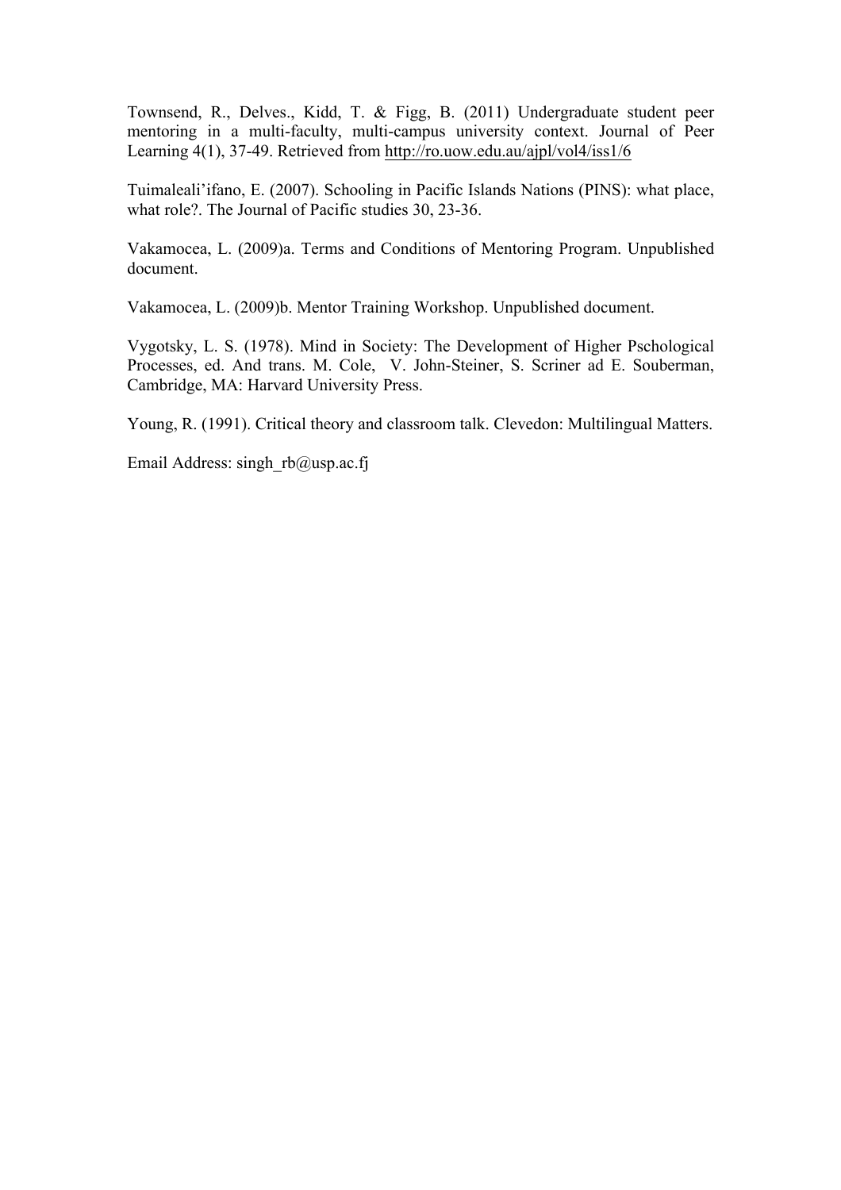Townsend, R., Delves., Kidd, T. & Figg, B. (2011) Undergraduate student peer mentoring in a multi-faculty, multi-campus university context. Journal of Peer Learning 4(1), 37-49. Retrieved from http://ro.uow.edu.au/ajpl/vol4/iss1/6

Tuimaleali'ifano, E. (2007). Schooling in Pacific Islands Nations (PINS): what place, what role?. The Journal of Pacific studies 30, 23-36.

Vakamocea, L. (2009)a. Terms and Conditions of Mentoring Program. Unpublished document.

Vakamocea, L. (2009)b. Mentor Training Workshop. Unpublished document.

Vygotsky, L. S. (1978). Mind in Society: The Development of Higher Pschological Processes, ed. And trans. M. Cole, V. John-Steiner, S. Scriner ad E. Souberman, Cambridge, MA: Harvard University Press.

Young, R. (1991). Critical theory and classroom talk. Clevedon: Multilingual Matters.

Email Address: singh_rb@usp.ac.fj